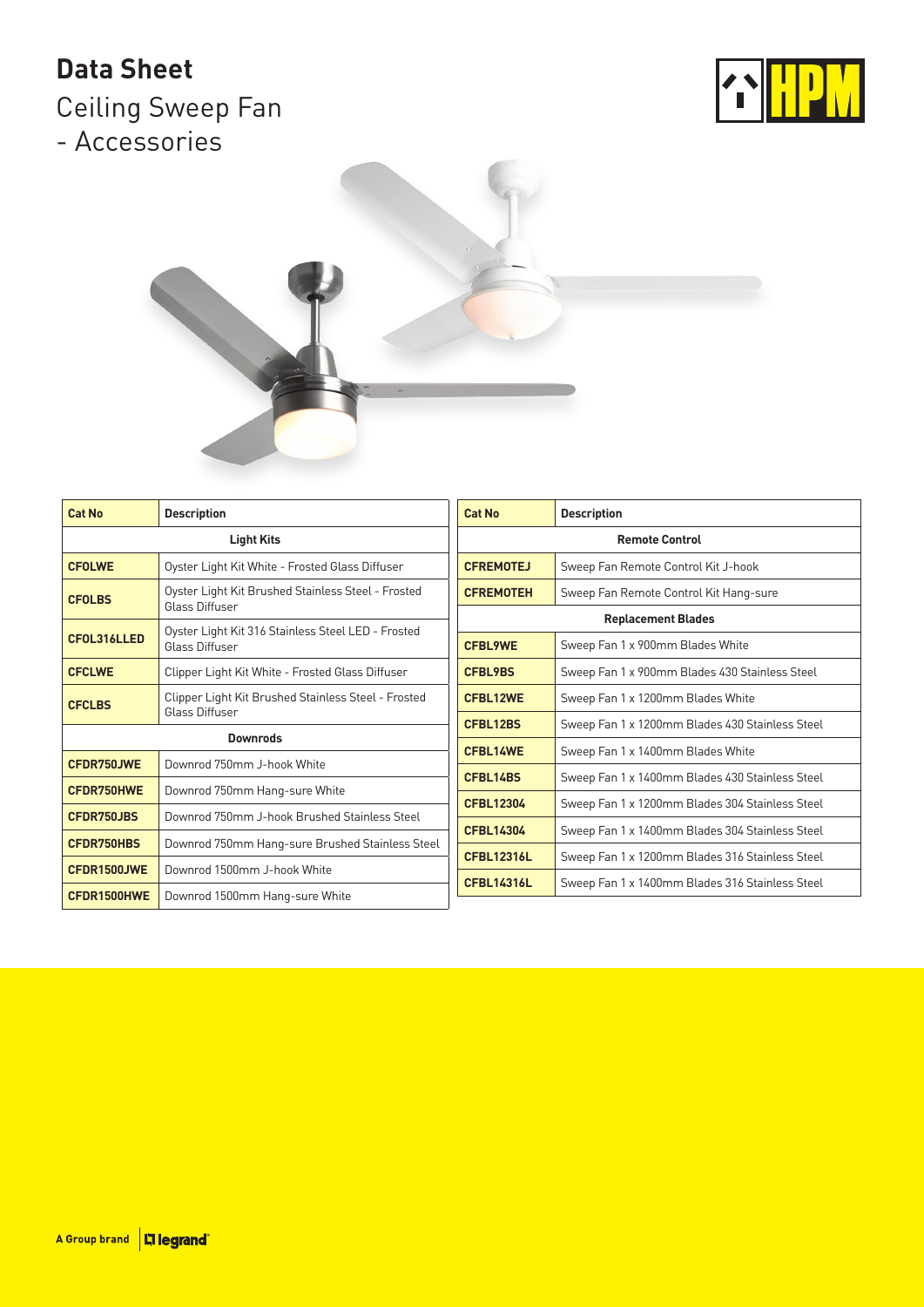# Data Sheet

## Ceiling Sweep Fan - Accessories

| Cat No | Description |
|---|---|
| **Light Kits** | |
| **CFOLWE** | Oyster Light Kit White - Frosted Glass Diffuser |
| **CFOLBS** | Oyster Light Kit Brushed Stainless Steel - Frosted Glass Diffuser |
| **CFOL316LLED** | Oyster Light Kit 316 Stainless Steel LED - Frosted Glass Diffuser |
| **CFCLWE** | Clipper Light Kit White - Frosted Glass Diffuser |
| **CFCLBS** | Clipper Light Kit Brushed Stainless Steel - Frosted Glass Diffuser |
| **Downrods** | |
| **CFDR750JWE** | Downrod 750mm J-hook White |
| **CFDR750HWE** | Downrod 750mm Hang-sure White |
| **CFDR750JBS** | Downrod 750mm J-hook Brushed Stainless Steel |
| **CFDR750HBS** | Downrod 750mm Hang-sure Brushed Stainless Steel |
| **CFDR1500JWE** | Downrod 1500mm J-hook White |
| **CFDR1500HWE** | Downrod 1500mm Hang-sure White |

| Cat No | Description |
|---|---|
| **Remote Control** | |
| **CFREMOTEJ** | Sweep Fan Remote Control Kit J-hook |
| **CFREMOTEH** | Sweep Fan Remote Control Kit Hang-sure |
| **Replacement Blades** | |
| **CFBL9WE** | Sweep Fan 1 x 900mm Blades White |
| **CFBL9BS** | Sweep Fan 1 x 900mm Blades 430 Stainless Steel |
| **CFBL12WE** | Sweep Fan 1 x 1200mm Blades White |
| **CFBL12BS** | Sweep Fan 1 x 1200mm Blades 430 Stainless Steel |
| **CFBL14WE** | Sweep Fan 1 x 1400mm Blades White |
| **CFBL14BS** | Sweep Fan 1 x 1400mm Blades 430 Stainless Steel |
| **CFBL12304** | Sweep Fan 1 x 1200mm Blades 304 Stainless Steel |
| **CFBL14304** | Sweep Fan 1 x 1400mm Blades 304 Stainless Steel |
| **CFBL12316L** | Sweep Fan 1 x 1200mm Blades 316 Stainless Steel |
| **CFBL14316L** | Sweep Fan 1 x 1400mm Blades 316 Stainless Steel |

A Group brand legrand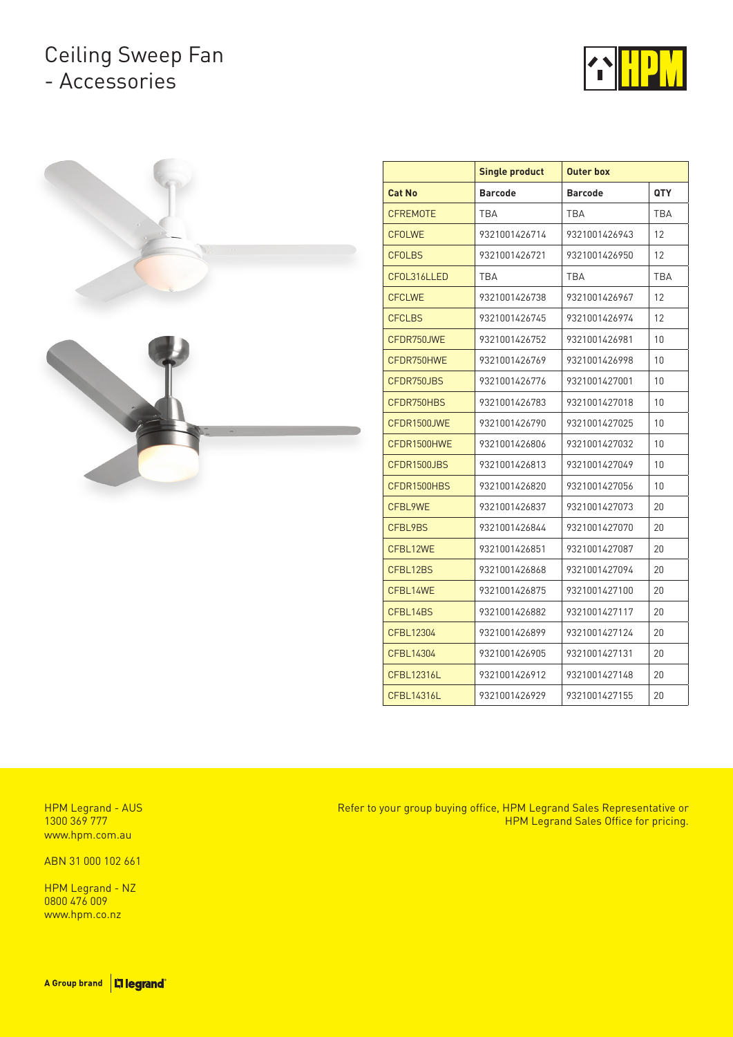# Ceiling Sweep Fan - Accessories

| | Single product | Outer box | |
|---|---|---|---|
| Cat No | Barcode | Barcode | QTY |
| CFREMOTE | TBA | TBA | TBA |
| CFOLWE | 9321001426714 | 9321001426943 | 12 |
| CFOLBS | 9321001426721 | 9321001426950 | 12 |
| CFOL316LLED | TBA | TBA | TBA |
| CFCLWE | 9321001426738 | 9321001426967 | 12 |
| CFCLBS | 9321001426745 | 9321001426974 | 12 |
| CFDR750JWE | 9321001426752 | 9321001426981 | 10 |
| CFDR750HWE | 9321001426769 | 9321001426998 | 10 |
| CFDR750JBS | 9321001426776 | 9321001427001 | 10 |
| CFDR750HBS | 9321001426783 | 9321001427018 | 10 |
| CFDR1500JWE | 9321001426790 | 9321001427025 | 10 |
| CFDR1500HWE | 9321001426806 | 9321001427032 | 10 |
| CFDR1500JBS | 9321001426813 | 9321001427049 | 10 |
| CFDR1500HBS | 9321001426820 | 9321001427056 | 10 |
| CFBL9WE | 9321001426837 | 9321001427073 | 20 |
| CFBL9BS | 9321001426844 | 9321001427070 | 20 |
| CFBL12WE | 9321001426851 | 9321001427087 | 20 |
| CFBL12BS | 9321001426868 | 9321001427094 | 20 |
| CFBL14WE | 9321001426875 | 9321001427100 | 20 |
| CFBL14BS | 9321001426882 | 9321001427117 | 20 |
| CFBL12304 | 9321001426899 | 9321001427124 | 20 |
| CFBL14304 | 9321001426905 | 9321001427131 | 20 |
| CFBL12316L | 9321001426912 | 9321001427148 | 20 |
| CFBL14316L | 9321001426929 | 9321001427155 | 20 |

HPM Legrand - AUS
1300 369 777
www.hpm.com.au

ABN 31 000 102 661

HPM Legrand - NZ
0800 476 009
www.hpm.co.nz

Refer to your group buying office, HPM Legrand Sales Representative or HPM Legrand Sales Office for pricing.

A Group brand legrand